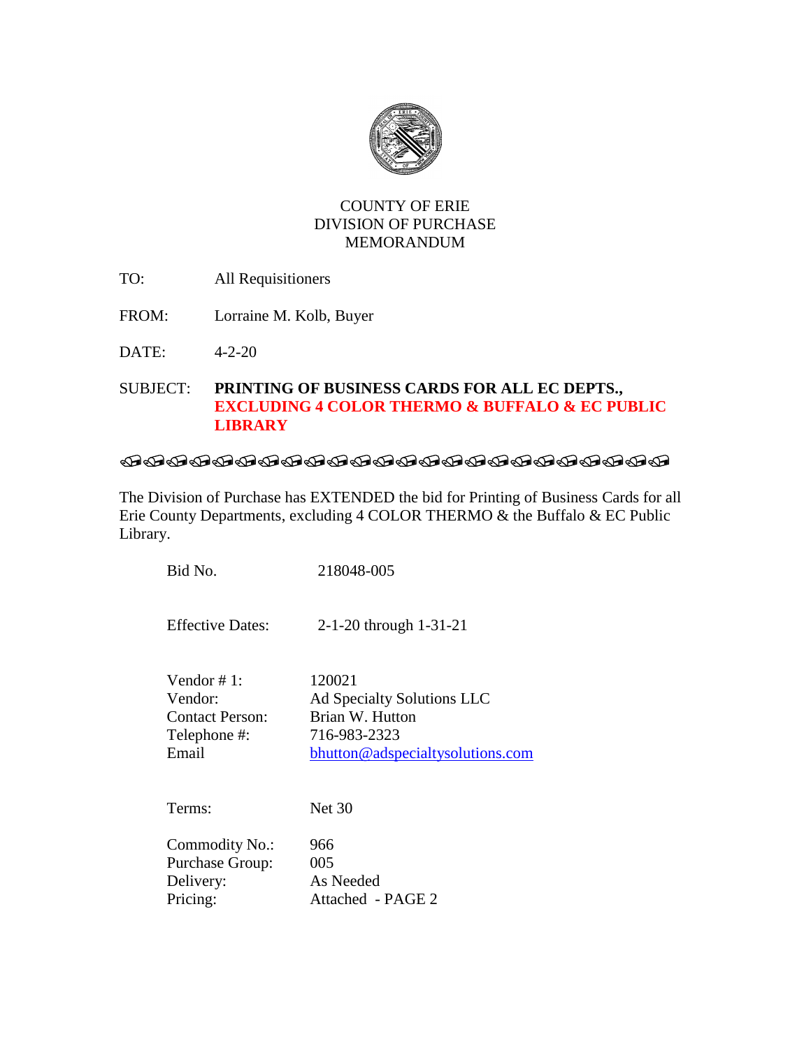COUNTY OF ERIE
DIVISION OF PURCHASE
MEMORANDUM

TO: All Requisitioners

FROM: Lorraine M. Kolb, Buyer

DATE: 4-2-20

SUBJECT: **PRINTING OF BUSINESS CARDS FOR ALL EC DEPTS., EXCLUDING 4 COLOR THERMO & BUFFALO & EC PUBLIC LIBRARY**

---

The Division of Purchase has EXTENDED the bid for Printing of Business Cards for all Erie County Departments, excluding 4 COLOR THERMO & the Buffalo & EC Public Library.

| | |
|---|---|
| Bid No. | 218048-005 |
| Effective Dates: | 2-1-20 through 1-31-21 |
| Vendor # 1: | 120021 |
| Vendor: | Ad Specialty Solutions LLC |
| Contact Person: | Brian W. Hutton |
| Telephone #: | 716-983-2323 |
| Email | bhutton@adspecialtysolutions.com |
| Terms: | Net 30 |
| Commodity No.: | 966 |
| Purchase Group: | 005 |
| Delivery: | As Needed |
| Pricing: | Attached - PAGE 2 |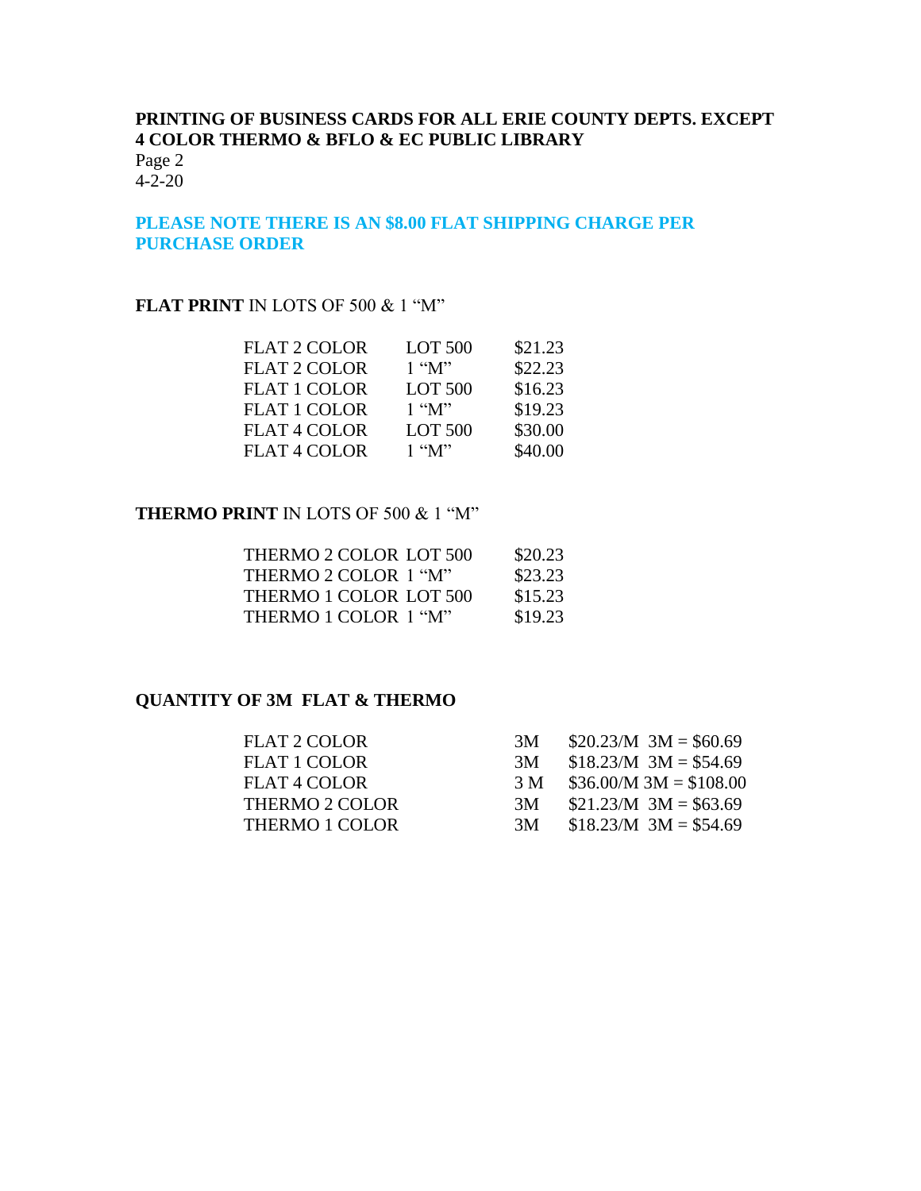**PRINTING OF BUSINESS CARDS FOR ALL ERIE COUNTY DEPTS. EXCEPT 4 COLOR THERMO & BFLO & EC PUBLIC LIBRARY**
Page 2
4-2-20

**PLEASE NOTE THERE IS AN $8.00 FLAT SHIPPING CHARGE PER PURCHASE ORDER**

**FLAT PRINT** IN LOTS OF 500 & 1 "M"

| | | |
|---|---|---|
| FLAT 2 COLOR | LOT 500 | $21.23 |
| FLAT 2 COLOR | 1 "M" | $22.23 |
| FLAT 1 COLOR | LOT 500 | $16.23 |
| FLAT 1 COLOR | 1 "M" | $19.23 |
| FLAT 4 COLOR | LOT 500 | $30.00 |
| FLAT 4 COLOR | 1 "M" | $40.00 |

**THERMO PRINT** IN LOTS OF 500 & 1 "M"

| | | |
|---|---|---|
| THERMO 2 COLOR | LOT 500 | $20.23 |
| THERMO 2 COLOR | 1 "M" | $23.23 |
| THERMO 1 COLOR | LOT 500 | $15.23 |
| THERMO 1 COLOR | 1 "M" | $19.23 |

**QUANTITY OF 3M FLAT & THERMO**

| | | |
|---|---|---|
| FLAT 2 COLOR | 3M | $20.23/M 3M = $60.69 |
| FLAT 1 COLOR | 3M | $18.23/M 3M = $54.69 |
| FLAT 4 COLOR | 3 M | $36.00/M 3M = $108.00 |
| THERMO 2 COLOR | 3M | $21.23/M 3M = $63.69 |
| THERMO 1 COLOR | 3M | $18.23/M 3M = $54.69 |